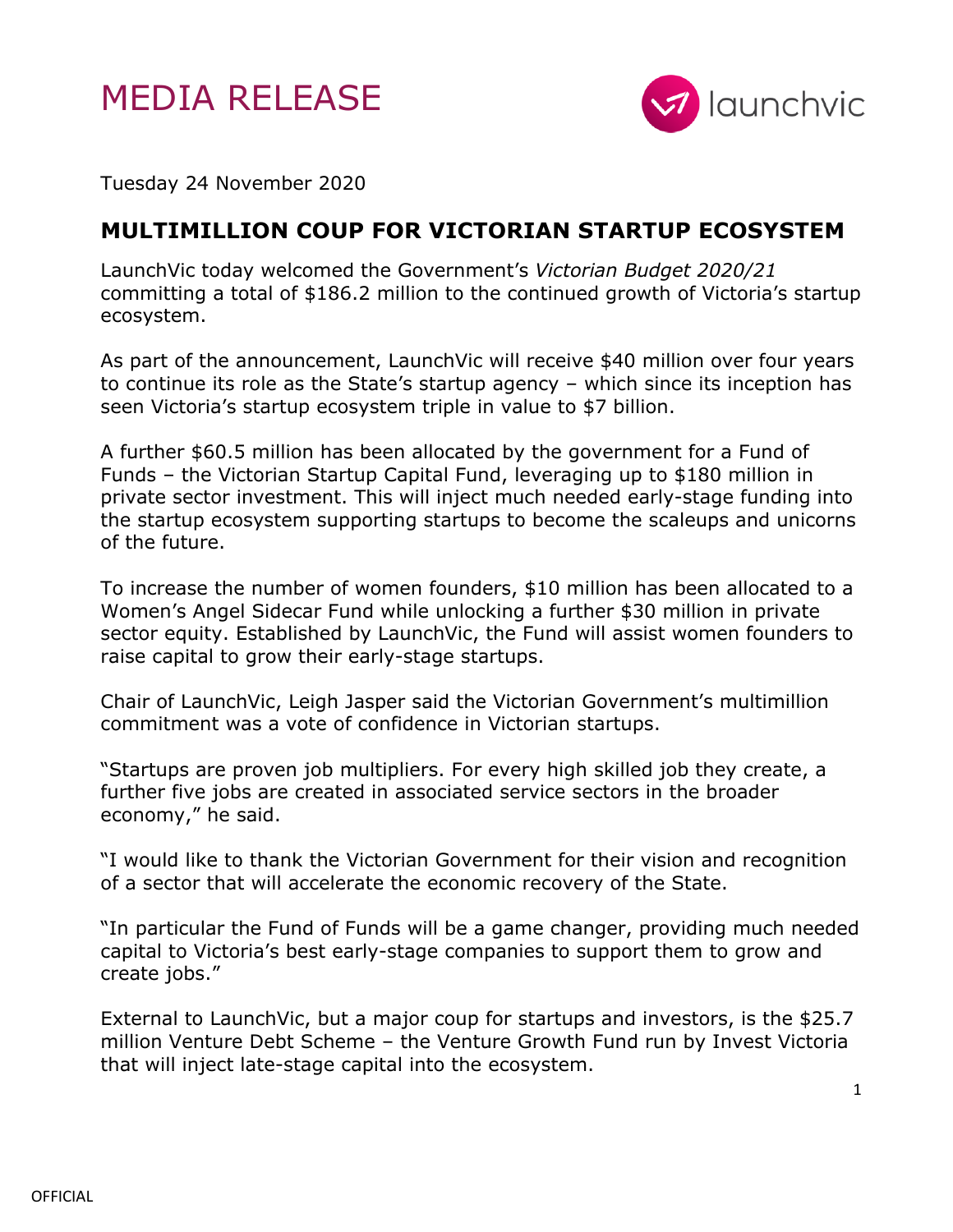# MEDIA RELEASE

Tuesday 24 November 2020

## MULTIMILLION COUP FOR VICTORIAN STARTUP ECOSYSTEM

LaunchVic today welcomed the Government's *Victorian Budget 2020/21* committing a total of $186.2 million to the continued growth of Victoria's startup ecosystem.

As part of the announcement, LaunchVic will receive $40 million over four years to continue its role as the State's startup agency – which since its inception has seen Victoria's startup ecosystem triple in value to $7 billion.

A further $60.5 million has been allocated by the government for a Fund of Funds – the Victorian Startup Capital Fund, leveraging up to $180 million in private sector investment. This will inject much needed early-stage funding into the startup ecosystem supporting startups to become the scaleups and unicorns of the future.

To increase the number of women founders, $10 million has been allocated to a Women's Angel Sidecar Fund while unlocking a further $30 million in private sector equity. Established by LaunchVic, the Fund will assist women founders to raise capital to grow their early-stage startups.

Chair of LaunchVic, Leigh Jasper said the Victorian Government's multimillion commitment was a vote of confidence in Victorian startups.

"Startups are proven job multipliers. For every high skilled job they create, a further five jobs are created in associated service sectors in the broader economy," he said.

"I would like to thank the Victorian Government for their vision and recognition of a sector that will accelerate the economic recovery of the State.

"In particular the Fund of Funds will be a game changer, providing much needed capital to Victoria's best early-stage companies to support them to grow and create jobs."

External to LaunchVic, but a major coup for startups and investors, is the $25.7 million Venture Debt Scheme – the Venture Growth Fund run by Invest Victoria that will inject late-stage capital into the ecosystem.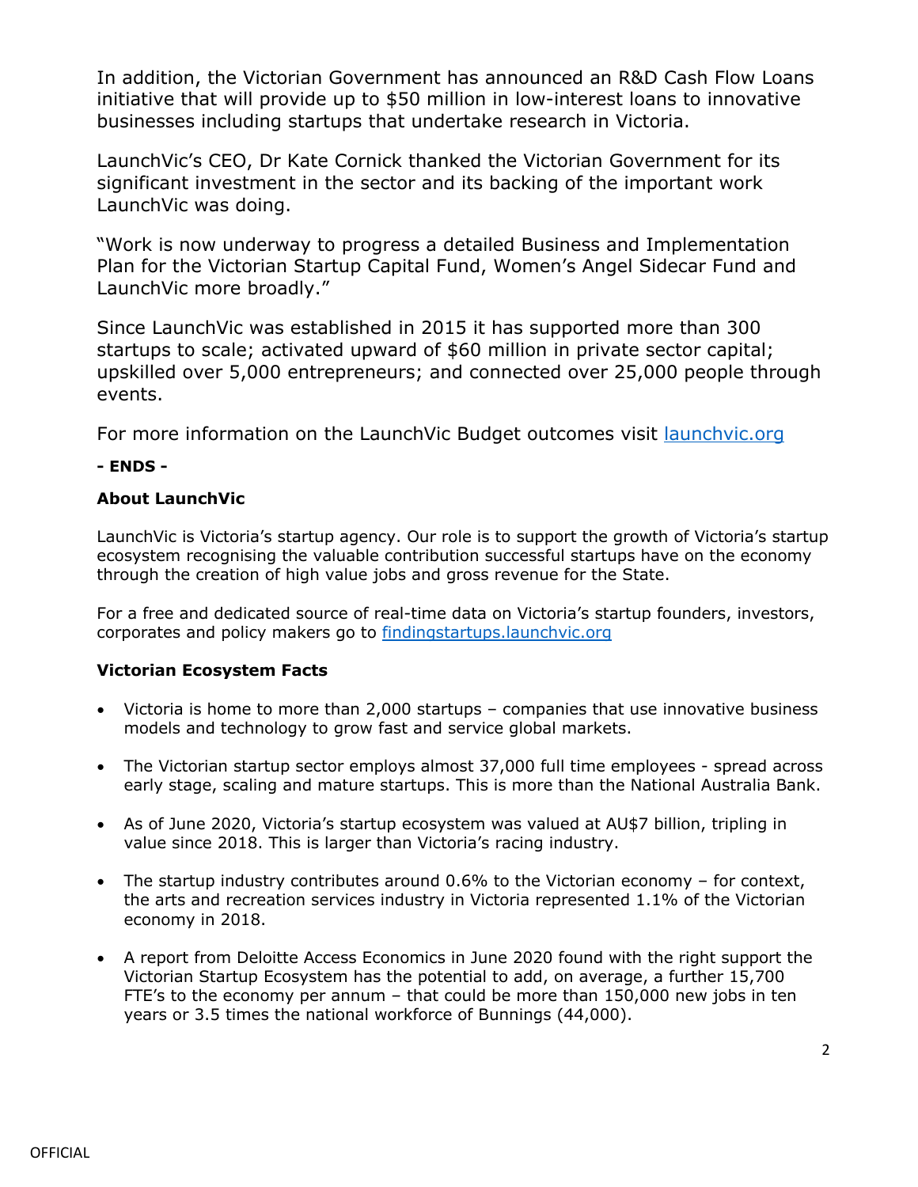In addition, the Victorian Government has announced an R&D Cash Flow Loans initiative that will provide up to $50 million in low-interest loans to innovative businesses including startups that undertake research in Victoria.

LaunchVic's CEO, Dr Kate Cornick thanked the Victorian Government for its significant investment in the sector and its backing of the important work LaunchVic was doing.

"Work is now underway to progress a detailed Business and Implementation Plan for the Victorian Startup Capital Fund, Women's Angel Sidecar Fund and LaunchVic more broadly."

Since LaunchVic was established in 2015 it has supported more than 300 startups to scale; activated upward of $60 million in private sector capital; upskilled over 5,000 entrepreneurs; and connected over 25,000 people through events.

For more information on the LaunchVic Budget outcomes visit [launchvic.org](launchvic.org)

**- ENDS -**

**About LaunchVic**

LaunchVic is Victoria's startup agency. Our role is to support the growth of Victoria's startup ecosystem recognising the valuable contribution successful startups have on the economy through the creation of high value jobs and gross revenue for the State.

For a free and dedicated source of real-time data on Victoria's startup founders, investors, corporates and policy makers go to [findingstartups.launchvic.org](findingstartups.launchvic.org)

**Victorian Ecosystem Facts**

- Victoria is home to more than 2,000 startups – companies that use innovative business models and technology to grow fast and service global markets.
- The Victorian startup sector employs almost 37,000 full time employees - spread across early stage, scaling and mature startups. This is more than the National Australia Bank.
- As of June 2020, Victoria's startup ecosystem was valued at AU$7 billion, tripling in value since 2018. This is larger than Victoria's racing industry.
- The startup industry contributes around 0.6% to the Victorian economy – for context, the arts and recreation services industry in Victoria represented 1.1% of the Victorian economy in 2018.
- A report from Deloitte Access Economics in June 2020 found with the right support the Victorian Startup Ecosystem has the potential to add, on average, a further 15,700 FTE's to the economy per annum – that could be more than 150,000 new jobs in ten years or 3.5 times the national workforce of Bunnings (44,000).

OFFICIAL